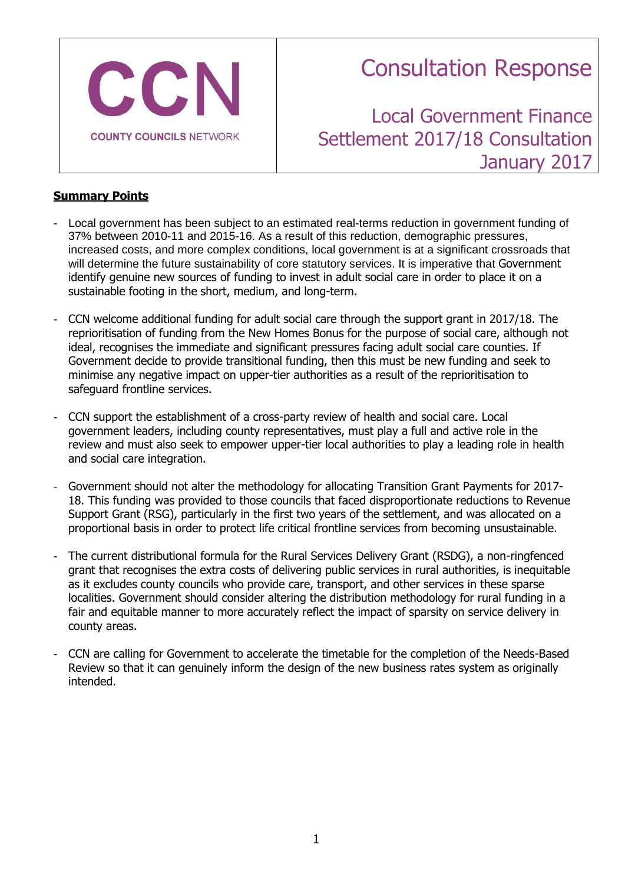CCN

COUNTY COUNCILS NETWORK

# Consultation Response

## Local Government Finance Settlement 2017/18 Consultation January 2017

**Summary Points**

- Local government has been subject to an estimated real-terms reduction in government funding of 37% between 2010-11 and 2015-16. As a result of this reduction, demographic pressures, increased costs, and more complex conditions, local government is at a significant crossroads that will determine the future sustainability of core statutory services. It is imperative that Government identify genuine new sources of funding to invest in adult social care in order to place it on a sustainable footing in the short, medium, and long-term.

- CCN welcome additional funding for adult social care through the support grant in 2017/18. The reprioritisation of funding from the New Homes Bonus for the purpose of social care, although not ideal, recognises the immediate and significant pressures facing adult social care counties. If Government decide to provide transitional funding, then this must be new funding and seek to minimise any negative impact on upper-tier authorities as a result of the reprioritisation to safeguard frontline services.

- CCN support the establishment of a cross-party review of health and social care. Local government leaders, including county representatives, must play a full and active role in the review and must also seek to empower upper-tier local authorities to play a leading role in health and social care integration.

- Government should not alter the methodology for allocating Transition Grant Payments for 2017-18. This funding was provided to those councils that faced disproportionate reductions to Revenue Support Grant (RSG), particularly in the first two years of the settlement, and was allocated on a proportional basis in order to protect life critical frontline services from becoming unsustainable.

- The current distributional formula for the Rural Services Delivery Grant (RSDG), a non-ringfenced grant that recognises the extra costs of delivering public services in rural authorities, is inequitable as it excludes county councils who provide care, transport, and other services in these sparse localities. Government should consider altering the distribution methodology for rural funding in a fair and equitable manner to more accurately reflect the impact of sparsity on service delivery in county areas.

- CCN are calling for Government to accelerate the timetable for the completion of the Needs-Based Review so that it can genuinely inform the design of the new business rates system as originally intended.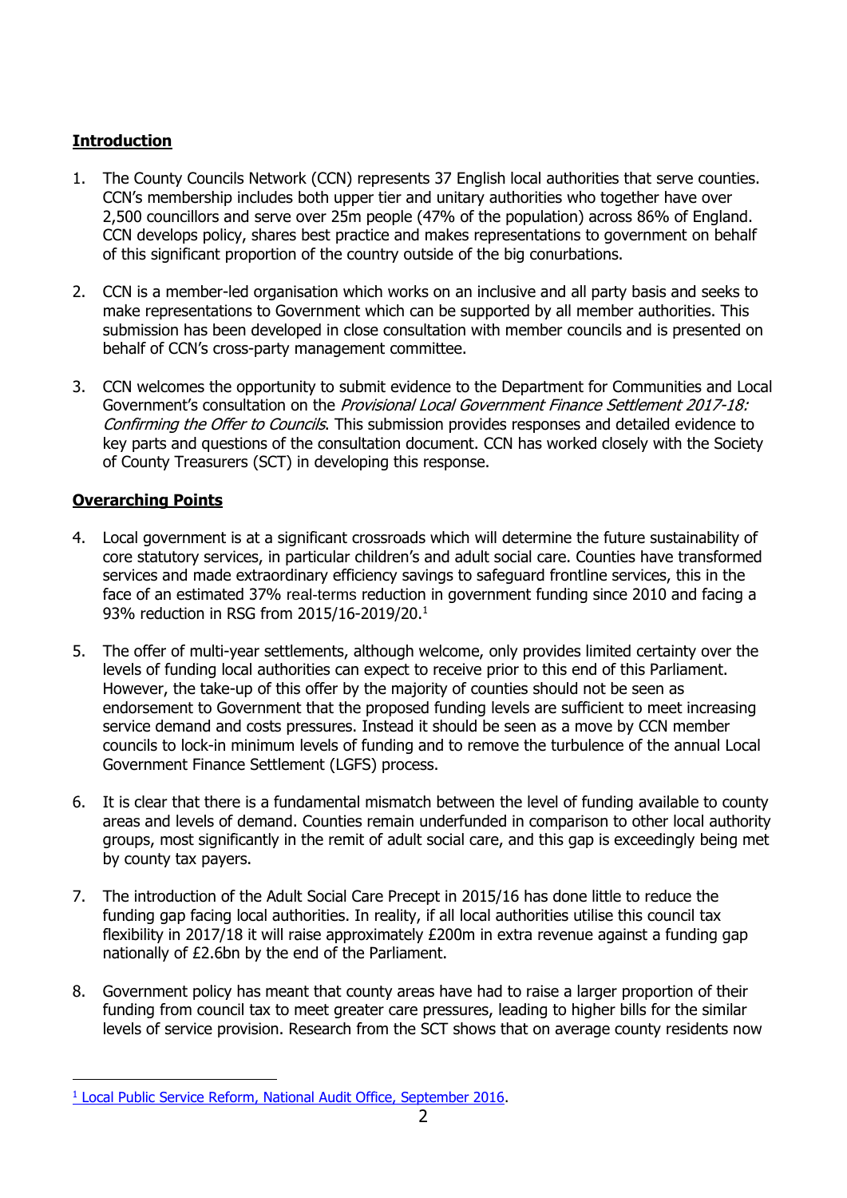**Introduction**

1. The County Councils Network (CCN) represents 37 English local authorities that serve counties. CCN's membership includes both upper tier and unitary authorities who together have over 2,500 councillors and serve over 25m people (47% of the population) across 86% of England. CCN develops policy, shares best practice and makes representations to government on behalf of this significant proportion of the country outside of the big conurbations.

2. CCN is a member-led organisation which works on an inclusive and all party basis and seeks to make representations to Government which can be supported by all member authorities. This submission has been developed in close consultation with member councils and is presented on behalf of CCN's cross-party management committee.

3. CCN welcomes the opportunity to submit evidence to the Department for Communities and Local Government's consultation on the *Provisional Local Government Finance Settlement 2017-18: Confirming the Offer to Councils*. This submission provides responses and detailed evidence to key parts and questions of the consultation document. CCN has worked closely with the Society of County Treasurers (SCT) in developing this response.

**Overarching Points**

4. Local government is at a significant crossroads which will determine the future sustainability of core statutory services, in particular children's and adult social care. Counties have transformed services and made extraordinary efficiency savings to safeguard frontline services, this in the face of an estimated 37% real-terms reduction in government funding since 2010 and facing a 93% reduction in RSG from 2015/16-2019/20.[1]

5. The offer of multi-year settlements, although welcome, only provides limited certainty over the levels of funding local authorities can expect to receive prior to this end of this Parliament. However, the take-up of this offer by the majority of counties should not be seen as endorsement to Government that the proposed funding levels are sufficient to meet increasing service demand and costs pressures. Instead it should be seen as a move by CCN member councils to lock-in minimum levels of funding and to remove the turbulence of the annual Local Government Finance Settlement (LGFS) process.

6. It is clear that there is a fundamental mismatch between the level of funding available to county areas and levels of demand. Counties remain underfunded in comparison to other local authority groups, most significantly in the remit of adult social care, and this gap is exceedingly being met by county tax payers.

7. The introduction of the Adult Social Care Precept in 2015/16 has done little to reduce the funding gap facing local authorities. In reality, if all local authorities utilise this council tax flexibility in 2017/18 it will raise approximately £200m in extra revenue against a funding gap nationally of £2.6bn by the end of the Parliament.

8. Government policy has meant that county areas have had to raise a larger proportion of their funding from council tax to meet greater care pressures, leading to higher bills for the similar levels of service provision. Research from the SCT shows that on average county residents now

[1] Local Public Service Reform, National Audit Office, September 2016.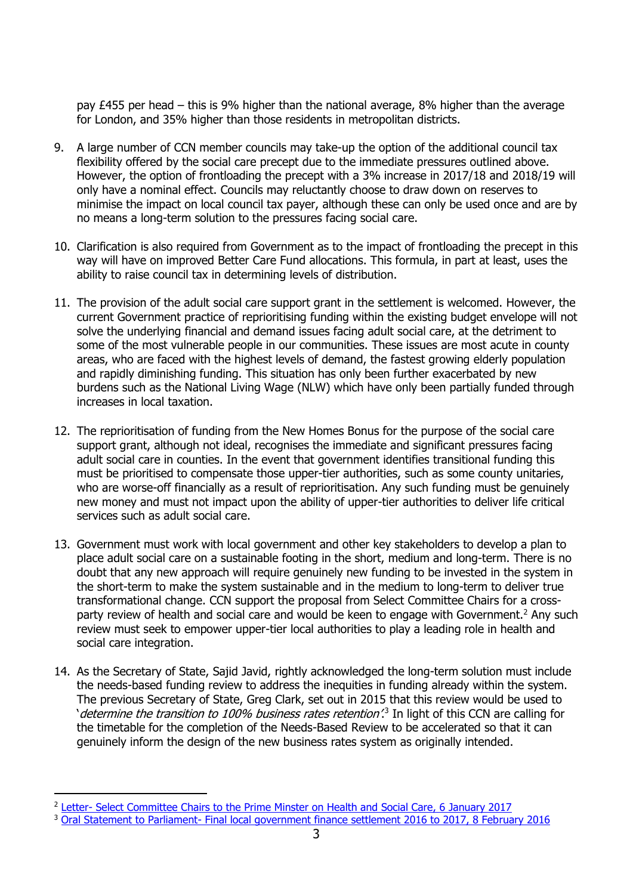pay £455 per head – this is 9% higher than the national average, 8% higher than the average for London, and 35% higher than those residents in metropolitan districts.

9. A large number of CCN member councils may take-up the option of the additional council tax flexibility offered by the social care precept due to the immediate pressures outlined above. However, the option of frontloading the precept with a 3% increase in 2017/18 and 2018/19 will only have a nominal effect. Councils may reluctantly choose to draw down on reserves to minimise the impact on local council tax payer, although these can only be used once and are by no means a long-term solution to the pressures facing social care.

10. Clarification is also required from Government as to the impact of frontloading the precept in this way will have on improved Better Care Fund allocations. This formula, in part at least, uses the ability to raise council tax in determining levels of distribution.

11. The provision of the adult social care support grant in the settlement is welcomed. However, the current Government practice of reprioritising funding within the existing budget envelope will not solve the underlying financial and demand issues facing adult social care, at the detriment to some of the most vulnerable people in our communities. These issues are most acute in county areas, who are faced with the highest levels of demand, the fastest growing elderly population and rapidly diminishing funding. This situation has only been further exacerbated by new burdens such as the National Living Wage (NLW) which have only been partially funded through increases in local taxation.

12. The reprioritisation of funding from the New Homes Bonus for the purpose of the social care support grant, although not ideal, recognises the immediate and significant pressures facing adult social care in counties. In the event that government identifies transitional funding this must be prioritised to compensate those upper-tier authorities, such as some county unitaries, who are worse-off financially as a result of reprioritisation. Any such funding must be genuinely new money and must not impact upon the ability of upper-tier authorities to deliver life critical services such as adult social care.

13. Government must work with local government and other key stakeholders to develop a plan to place adult social care on a sustainable footing in the short, medium and long-term. There is no doubt that any new approach will require genuinely new funding to be invested in the system in the short-term to make the system sustainable and in the medium to long-term to deliver true transformational change. CCN support the proposal from Select Committee Chairs for a cross-party review of health and social care and would be keen to engage with Government.[2] Any such review must seek to empower upper-tier local authorities to play a leading role in health and social care integration.

14. As the Secretary of State, Sajid Javid, rightly acknowledged the long-term solution must include the needs-based funding review to address the inequities in funding already within the system. The previous Secretary of State, Greg Clark, set out in 2015 that this review would be used to '*determine the transition to 100% business rates retention*'.[3] In light of this CCN are calling for the timetable for the completion of the Needs-Based Review to be accelerated so that it can genuinely inform the design of the new business rates system as originally intended.

---

[2] Letter- Select Committee Chairs to the Prime Minster on Health and Social Care, 6 January 2017

[3] Oral Statement to Parliament- Final local government finance settlement 2016 to 2017, 8 February 2016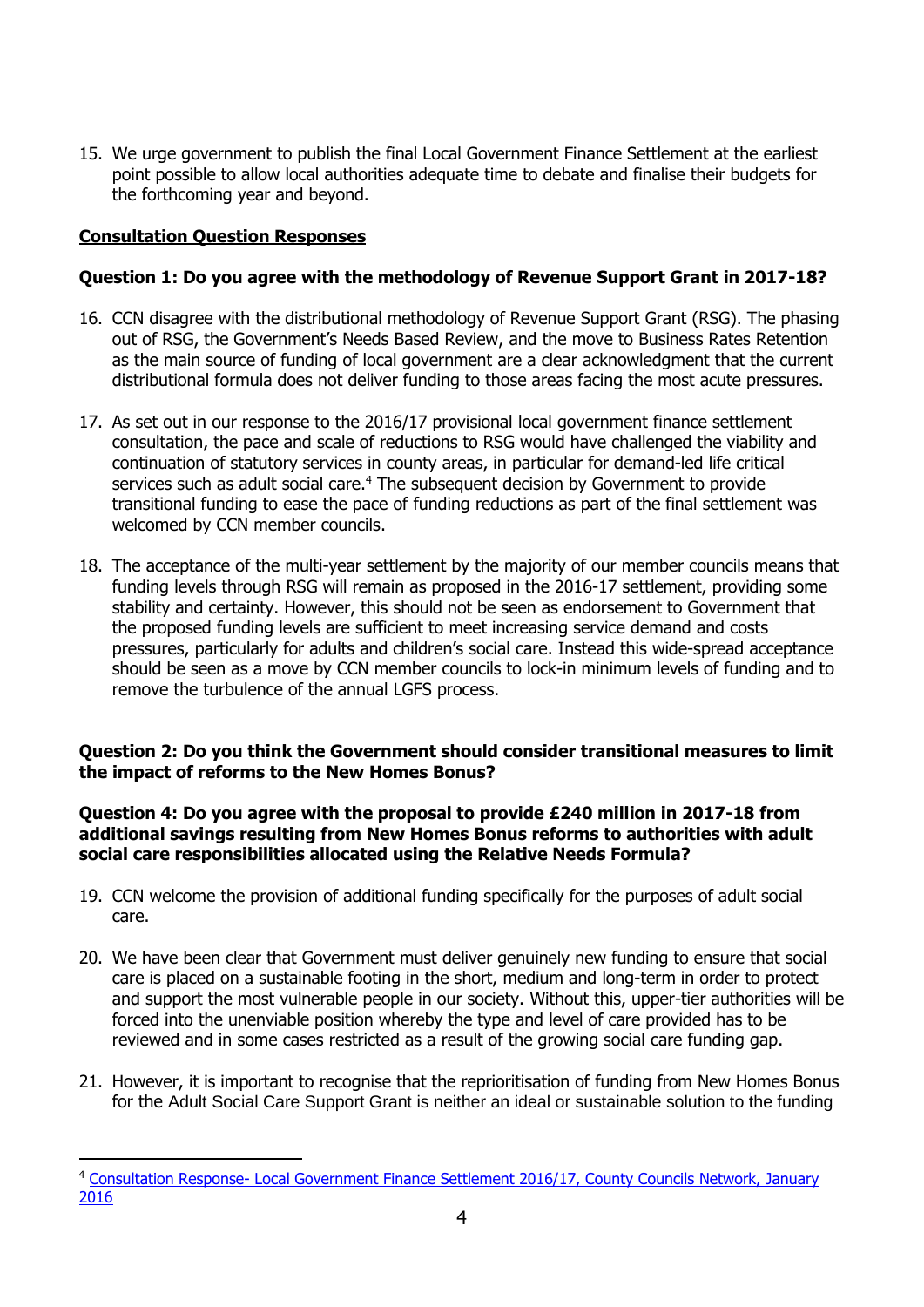15. We urge government to publish the final Local Government Finance Settlement at the earliest point possible to allow local authorities adequate time to debate and finalise their budgets for the forthcoming year and beyond.

## Consultation Question Responses

### Question 1: Do you agree with the methodology of Revenue Support Grant in 2017-18?

16. CCN disagree with the distributional methodology of Revenue Support Grant (RSG). The phasing out of RSG, the Government's Needs Based Review, and the move to Business Rates Retention as the main source of funding of local government are a clear acknowledgment that the current distributional formula does not deliver funding to those areas facing the most acute pressures.

17. As set out in our response to the 2016/17 provisional local government finance settlement consultation, the pace and scale of reductions to RSG would have challenged the viability and continuation of statutory services in county areas, in particular for demand-led life critical services such as adult social care.[4] The subsequent decision by Government to provide transitional funding to ease the pace of funding reductions as part of the final settlement was welcomed by CCN member councils.

18. The acceptance of the multi-year settlement by the majority of our member councils means that funding levels through RSG will remain as proposed in the 2016-17 settlement, providing some stability and certainty. However, this should not be seen as endorsement to Government that the proposed funding levels are sufficient to meet increasing service demand and costs pressures, particularly for adults and children's social care. Instead this wide-spread acceptance should be seen as a move by CCN member councils to lock-in minimum levels of funding and to remove the turbulence of the annual LGFS process.

### Question 2: Do you think the Government should consider transitional measures to limit the impact of reforms to the New Homes Bonus?

### Question 4: Do you agree with the proposal to provide £240 million in 2017-18 from additional savings resulting from New Homes Bonus reforms to authorities with adult social care responsibilities allocated using the Relative Needs Formula?

19. CCN welcome the provision of additional funding specifically for the purposes of adult social care.

20. We have been clear that Government must deliver genuinely new funding to ensure that social care is placed on a sustainable footing in the short, medium and long-term in order to protect and support the most vulnerable people in our society. Without this, upper-tier authorities will be forced into the unenviable position whereby the type and level of care provided has to be reviewed and in some cases restricted as a result of the growing social care funding gap.

21. However, it is important to recognise that the reprioritisation of funding from New Homes Bonus for the Adult Social Care Support Grant is neither an ideal or sustainable solution to the funding

---

[4] Consultation Response- Local Government Finance Settlement 2016/17, County Councils Network, January 2016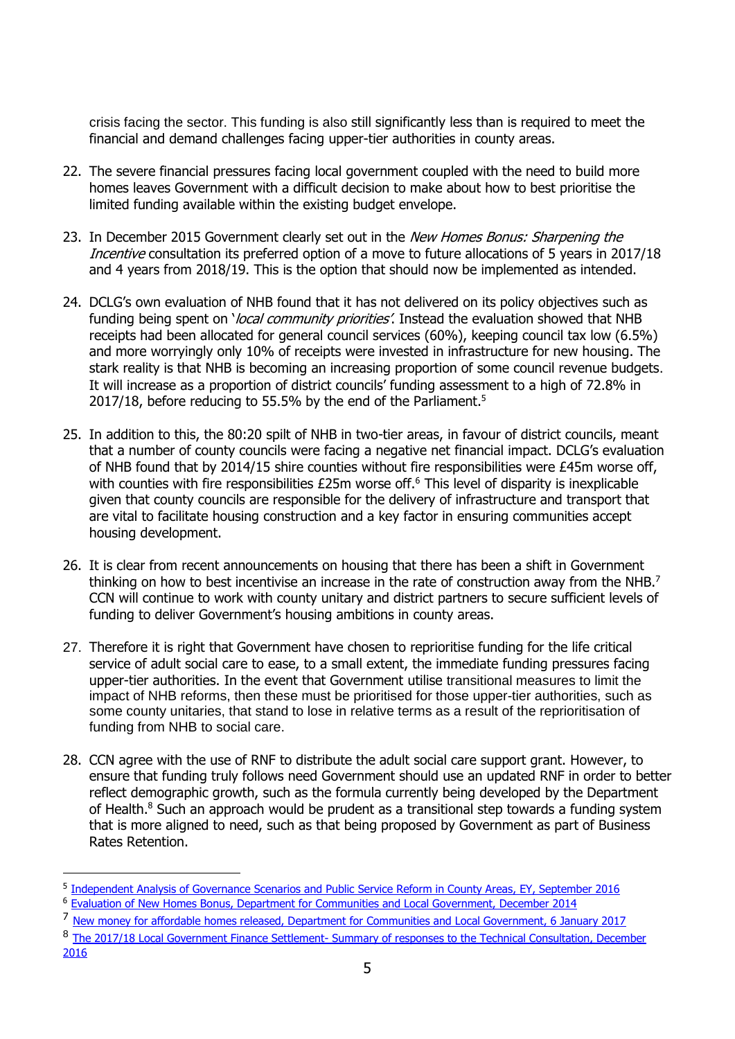crisis facing the sector. This funding is also still significantly less than is required to meet the financial and demand challenges facing upper-tier authorities in county areas.

22. The severe financial pressures facing local government coupled with the need to build more homes leaves Government with a difficult decision to make about how to best prioritise the limited funding available within the existing budget envelope.

23. In December 2015 Government clearly set out in the *New Homes Bonus: Sharpening the Incentive* consultation its preferred option of a move to future allocations of 5 years in 2017/18 and 4 years from 2018/19. This is the option that should now be implemented as intended.

24. DCLG's own evaluation of NHB found that it has not delivered on its policy objectives such as funding being spent on '*local community priorities'*. Instead the evaluation showed that NHB receipts had been allocated for general council services (60%), keeping council tax low (6.5%) and more worryingly only 10% of receipts were invested in infrastructure for new housing. The stark reality is that NHB is becoming an increasing proportion of some council revenue budgets. It will increase as a proportion of district councils' funding assessment to a high of 72.8% in 2017/18, before reducing to 55.5% by the end of the Parliament.[5]

25. In addition to this, the 80:20 spilt of NHB in two-tier areas, in favour of district councils, meant that a number of county councils were facing a negative net financial impact. DCLG's evaluation of NHB found that by 2014/15 shire counties without fire responsibilities were £45m worse off, with counties with fire responsibilities £25m worse off.[6] This level of disparity is inexplicable given that county councils are responsible for the delivery of infrastructure and transport that are vital to facilitate housing construction and a key factor in ensuring communities accept housing development.

26. It is clear from recent announcements on housing that there has been a shift in Government thinking on how to best incentivise an increase in the rate of construction away from the NHB.[7] CCN will continue to work with county unitary and district partners to secure sufficient levels of funding to deliver Government's housing ambitions in county areas.

27. Therefore it is right that Government have chosen to reprioritise funding for the life critical service of adult social care to ease, to a small extent, the immediate funding pressures facing upper-tier authorities. In the event that Government utilise transitional measures to limit the impact of NHB reforms, then these must be prioritised for those upper-tier authorities, such as some county unitaries, that stand to lose in relative terms as a result of the reprioritisation of funding from NHB to social care.

28. CCN agree with the use of RNF to distribute the adult social care support grant. However, to ensure that funding truly follows need Government should use an updated RNF in order to better reflect demographic growth, such as the formula currently being developed by the Department of Health.[8] Such an approach would be prudent as a transitional step towards a funding system that is more aligned to need, such as that being proposed by Government as part of Business Rates Retention.

---

[5] Independent Analysis of Governance Scenarios and Public Service Reform in County Areas, EY, September 2016

[6] Evaluation of New Homes Bonus, Department for Communities and Local Government, December 2014

[7] New money for affordable homes released, Department for Communities and Local Government, 6 January 2017

[8] The 2017/18 Local Government Finance Settlement- Summary of responses to the Technical Consultation, December 2016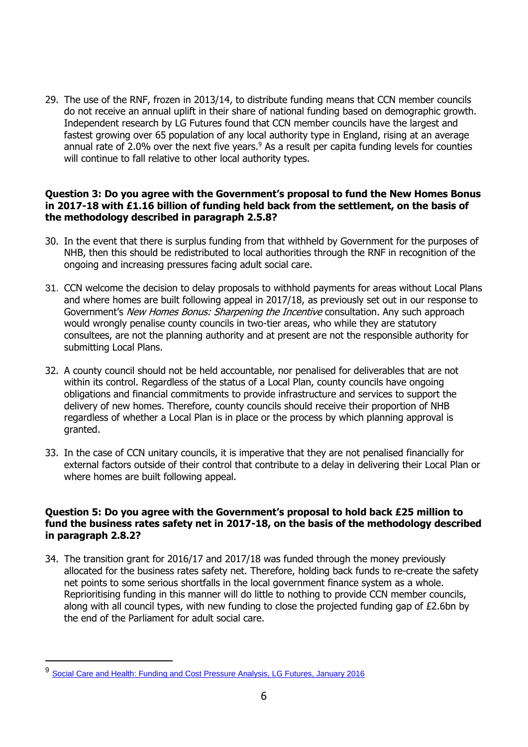29. The use of the RNF, frozen in 2013/14, to distribute funding means that CCN member councils do not receive an annual uplift in their share of national funding based on demographic growth. Independent research by LG Futures found that CCN member councils have the largest and fastest growing over 65 population of any local authority type in England, rising at an average annual rate of 2.0% over the next five years.[9] As a result per capita funding levels for counties will continue to fall relative to other local authority types.

**Question 3: Do you agree with the Government's proposal to fund the New Homes Bonus in 2017-18 with £1.16 billion of funding held back from the settlement, on the basis of the methodology described in paragraph 2.5.8?**

30. In the event that there is surplus funding from that withheld by Government for the purposes of NHB, then this should be redistributed to local authorities through the RNF in recognition of the ongoing and increasing pressures facing adult social care.

31. CCN welcome the decision to delay proposals to withhold payments for areas without Local Plans and where homes are built following appeal in 2017/18, as previously set out in our response to Government's *New Homes Bonus: Sharpening the Incentive* consultation. Any such approach would wrongly penalise county councils in two-tier areas, who while they are statutory consultees, are not the planning authority and at present are not the responsible authority for submitting Local Plans.

32. A county council should not be held accountable, nor penalised for deliverables that are not within its control. Regardless of the status of a Local Plan, county councils have ongoing obligations and financial commitments to provide infrastructure and services to support the delivery of new homes. Therefore, county councils should receive their proportion of NHB regardless of whether a Local Plan is in place or the process by which planning approval is granted.

33. In the case of CCN unitary councils, it is imperative that they are not penalised financially for external factors outside of their control that contribute to a delay in delivering their Local Plan or where homes are built following appeal.

**Question 5: Do you agree with the Government's proposal to hold back £25 million to fund the business rates safety net in 2017-18, on the basis of the methodology described in paragraph 2.8.2?**

34. The transition grant for 2016/17 and 2017/18 was funded through the money previously allocated for the business rates safety net. Therefore, holding back funds to re-create the safety net points to some serious shortfalls in the local government finance system as a whole. Reprioritising funding in this manner will do little to nothing to provide CCN member councils, along with all council types, with new funding to close the projected funding gap of £2.6bn by the end of the Parliament for adult social care.

---

[9] Social Care and Health: Funding and Cost Pressure Analysis, LG Futures, January 2016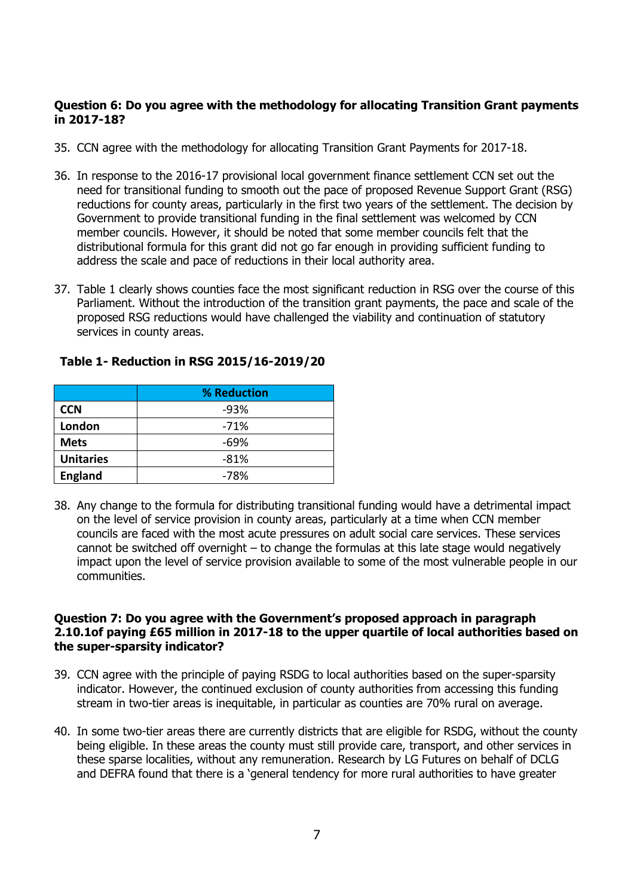**Question 6: Do you agree with the methodology for allocating Transition Grant payments in 2017-18?**

35. CCN agree with the methodology for allocating Transition Grant Payments for 2017-18.

36. In response to the 2016-17 provisional local government finance settlement CCN set out the need for transitional funding to smooth out the pace of proposed Revenue Support Grant (RSG) reductions for county areas, particularly in the first two years of the settlement. The decision by Government to provide transitional funding in the final settlement was welcomed by CCN member councils. However, it should be noted that some member councils felt that the distributional formula for this grant did not go far enough in providing sufficient funding to address the scale and pace of reductions in their local authority area.

37. Table 1 clearly shows counties face the most significant reduction in RSG over the course of this Parliament. Without the introduction of the transition grant payments, the pace and scale of the proposed RSG reductions would have challenged the viability and continuation of statutory services in county areas.

**Table 1- Reduction in RSG 2015/16-2019/20**

| | % Reduction |
|---|---|
| **CCN** | -93% |
| **London** | -71% |
| **Mets** | -69% |
| **Unitaries** | -81% |
| **England** | -78% |

38. Any change to the formula for distributing transitional funding would have a detrimental impact on the level of service provision in county areas, particularly at a time when CCN member councils are faced with the most acute pressures on adult social care services. These services cannot be switched off overnight – to change the formulas at this late stage would negatively impact upon the level of service provision available to some of the most vulnerable people in our communities.

**Question 7: Do you agree with the Government's proposed approach in paragraph 2.10.1of paying £65 million in 2017-18 to the upper quartile of local authorities based on the super-sparsity indicator?**

39. CCN agree with the principle of paying RSDG to local authorities based on the super-sparsity indicator. However, the continued exclusion of county authorities from accessing this funding stream in two-tier areas is inequitable, in particular as counties are 70% rural on average.

40. In some two-tier areas there are currently districts that are eligible for RSDG, without the county being eligible. In these areas the county must still provide care, transport, and other services in these sparse localities, without any remuneration. Research by LG Futures on behalf of DCLG and DEFRA found that there is a 'general tendency for more rural authorities to have greater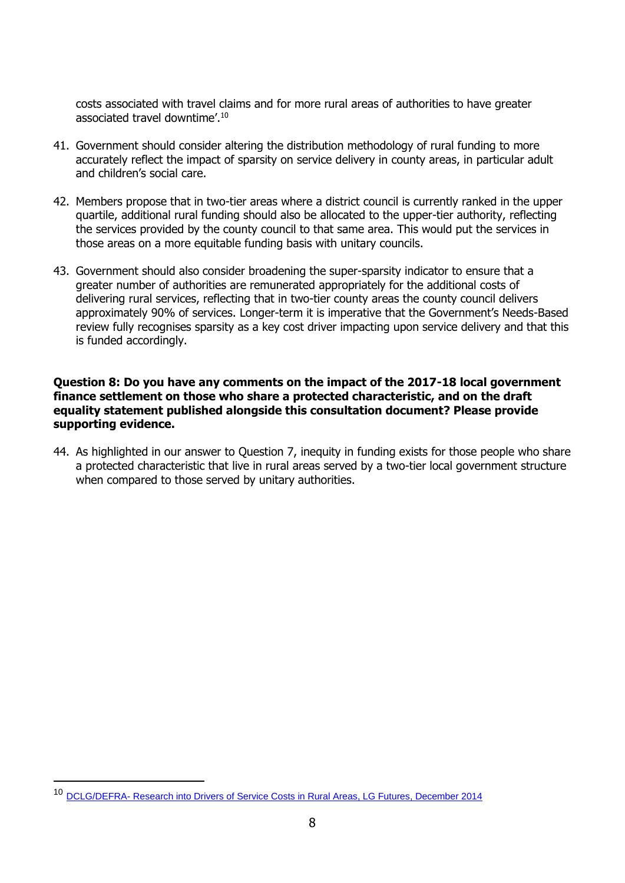costs associated with travel claims and for more rural areas of authorities to have greater associated travel downtime'.[10]

41. Government should consider altering the distribution methodology of rural funding to more accurately reflect the impact of sparsity on service delivery in county areas, in particular adult and children's social care.

42. Members propose that in two-tier areas where a district council is currently ranked in the upper quartile, additional rural funding should also be allocated to the upper-tier authority, reflecting the services provided by the county council to that same area. This would put the services in those areas on a more equitable funding basis with unitary councils.

43. Government should also consider broadening the super-sparsity indicator to ensure that a greater number of authorities are remunerated appropriately for the additional costs of delivering rural services, reflecting that in two-tier county areas the county council delivers approximately 90% of services. Longer-term it is imperative that the Government's Needs-Based review fully recognises sparsity as a key cost driver impacting upon service delivery and that this is funded accordingly.

**Question 8: Do you have any comments on the impact of the 2017-18 local government finance settlement on those who share a protected characteristic, and on the draft equality statement published alongside this consultation document? Please provide supporting evidence.**

44. As highlighted in our answer to Question 7, inequity in funding exists for those people who share a protected characteristic that live in rural areas served by a two-tier local government structure when compared to those served by unitary authorities.

---

[10] DCLG/DEFRA- Research into Drivers of Service Costs in Rural Areas, LG Futures, December 2014